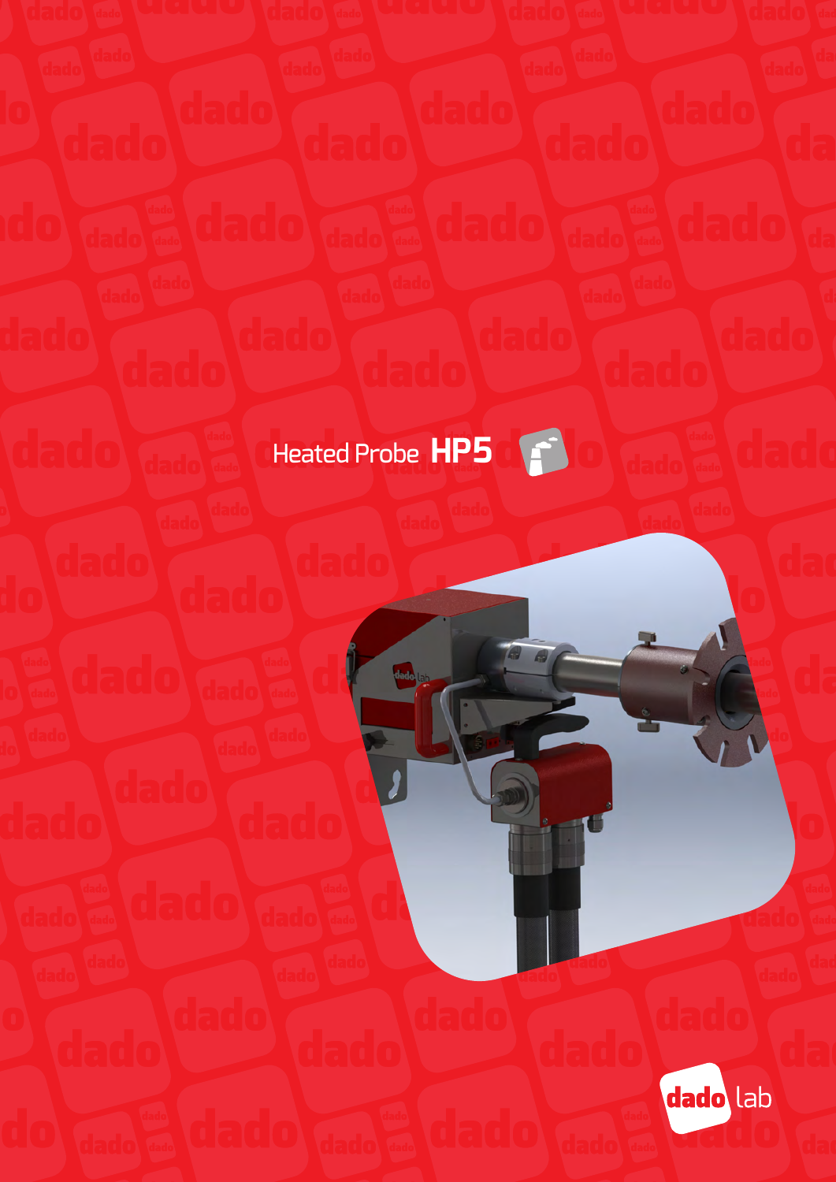# Heated Probe **HP5**

dado lab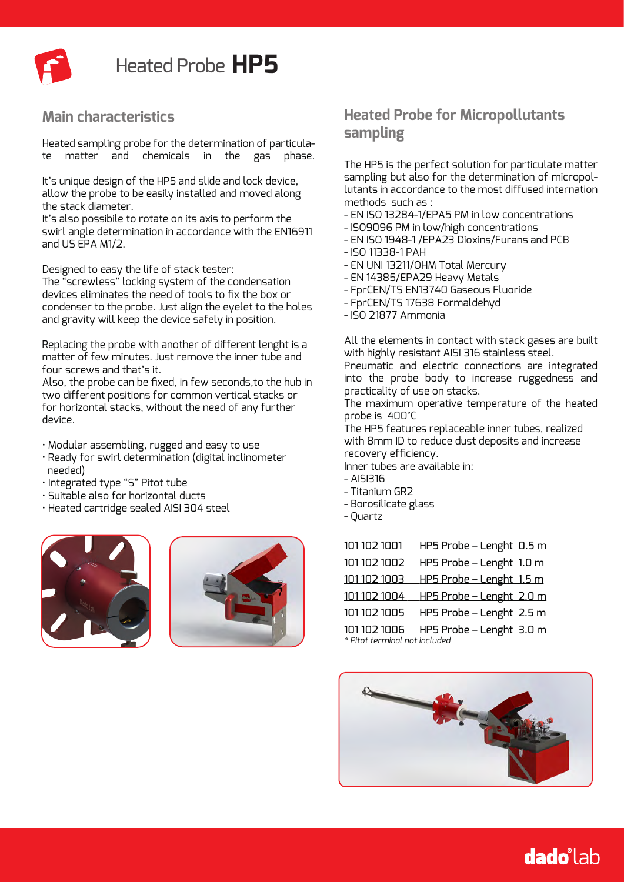# Heated Probe **HP5**

## Main characteristics

Heated sampling probe for the determination of particulate matter and chemicals in the gas phase.

It's unique design of the HP5 and slide and lock device, allow the probe to be easily installed and moved along the stack diameter.
It's also possibile to rotate on its axis to perform the swirl angle determination in accordance with the EN16911 and US EPA M1/2.

Designed to easy the life of stack tester:
The "screwless" locking system of the condensation devices eliminates the need of tools to fix the box or condenser to the probe. Just align the eyelet to the holes and gravity will keep the device safely in position.

Replacing the probe with another of different lenght is a matter of few minutes. Just remove the inner tube and four screws and that's it.
Also, the probe can be fixed, in few seconds,to the hub in two different positions for common vertical stacks or for horizontal stacks, without the need of any further device.

- Modular assembling, rugged and easy to use
- Ready for swirl determination (digital inclinometer needed)
- Integrated type "S" Pitot tube
- Suitable also for horizontal ducts
- Heated cartridge sealed AISI 304 steel

## Heated Probe for Micropollutants sampling

The HP5 is the perfect solution for particulate matter sampling but also for the determination of micropollutants in accordance to the most diffused internation methods such as :

- EN ISO 13284-1/EPA5 PM in low concentrations
- ISO9096 PM in low/high concentrations
- EN ISO 1948-1 /EPA23 Dioxins/Furans and PCB
- ISO 11338-1 PAH
- EN UNI 13211/OHM Total Mercury
- EN 14385/EPA29 Heavy Metals
- FprCEN/TS EN13740 Gaseous Fluoride
- FprCEN/TS 17638 Formaldehyd
- ISO 21877 Ammonia

All the elements in contact with stack gases are built with highly resistant AISI 316 stainless steel.
Pneumatic and electric connections are integrated into the probe body to increase ruggedness and practicality of use on stacks.
The maximum operative temperature of the heated probe is 400°C
The HP5 features replaceable inner tubes, realized with 8mm ID to reduce dust deposits and increase recovery efficiency.
Inner tubes are available in:

- AISI316
- Titanium GR2
- Borosilicate glass
- Quartz

| Code | Description |
|---|---|
| 101 102 1001 | HP5 Probe – Lenght 0.5 m |
| 101 102 1002 | HP5 Probe – Lenght 1.0 m |
| 101 102 1003 | HP5 Probe – Lenght 1.5 m |
| 101 102 1004 | HP5 Probe – Lenght 2.0 m |
| 101 102 1005 | HP5 Probe – Lenght 2.5 m |
| 101 102 1006 | HP5 Probe – Lenght 3.0 m |

*\* Pitot terminal not included*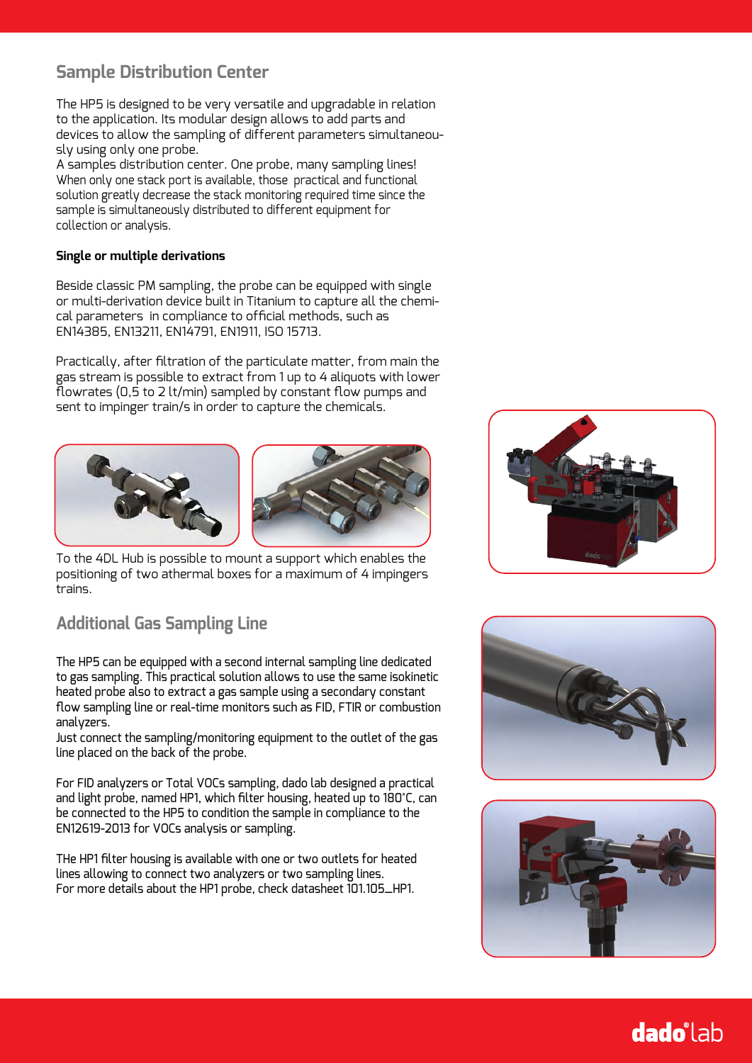## Sample Distribution Center

The HP5 is designed to be very versatile and upgradable in relation to the application. Its modular design allows to add parts and devices to allow the sampling of different parameters simultaneously using only one probe.
A samples distribution center. One probe, many sampling lines!
When only one stack port is available, those practical and functional solution greatly decrease the stack monitoring required time since the sample is simultaneously distributed to different equipment for collection or analysis.

### Single or multiple derivations

Beside classic PM sampling, the probe can be equipped with single or multi-derivation device built in Titanium to capture all the chemical parameters in compliance to official methods, such as EN14385, EN13211, EN14791, EN1911, ISO 15713.

Practically, after filtration of the particulate matter, from main the gas stream is possible to extract from 1 up to 4 aliquots with lower flowrates (0,5 to 2 lt/min) sampled by constant flow pumps and sent to impinger train/s in order to capture the chemicals.

To the 4DL Hub is possible to mount a support which enables the positioning of two athermal boxes for a maximum of 4 impingers trains.

## Additional Gas Sampling Line

The HP5 can be equipped with a second internal sampling line dedicated to gas sampling. This practical solution allows to use the same isokinetic heated probe also to extract a gas sample using a secondary constant flow sampling line or real-time monitors such as FID, FTIR or combustion analyzers.
Just connect the sampling/monitoring equipment to the outlet of the gas line placed on the back of the probe.

For FID analyzers or Total VOCs sampling, dado lab designed a practical and light probe, named HP1, which filter housing, heated up to 180°C, can be connected to the HP5 to condition the sample in compliance to the EN12619-2013 for VOCs analysis or sampling.

THe HP1 filter housing is available with one or two outlets for heated lines allowing to connect two analyzers or two sampling lines.
For more details about the HP1 probe, check datasheet 101.105_HP1.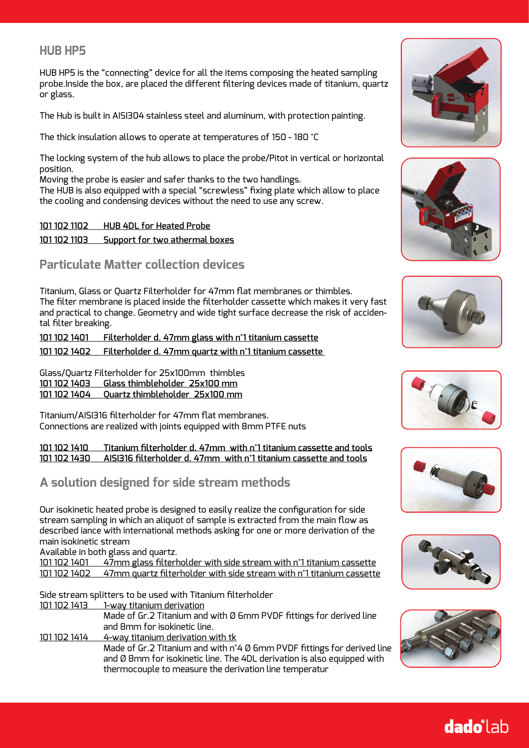## HUB HP5

HUB HP5 is the "connecting" device for all the items composing the heated sampling probe.Inside the box, are placed the different filtering devices made of titanium, quartz or glass.

The Hub is built in AISI304 stainless steel and aluminum, with protection painting.

The thick insulation allows to operate at temperatures of 150 - 180 °C

The locking system of the hub allows to place the probe/Pitot in vertical or horizontal position.
Moving the probe is easier and safer thanks to the two handlings.
The HUB is also equipped with a special "screwless" fixing plate which allow to place the cooling and condensing devices without the need to use any screw.

**101 102 1102 HUB 4DL for Heated Probe**
**101 102 1103 Support for two athermal boxes**

## Particulate Matter collection devices

Titanium, Glass or Quartz Filterholder for 47mm flat membranes or thimbles.
The filter membrane is placed inside the filterholder cassette which makes it very fast and practical to change. Geometry and wide tight surface decrease the risk of accidental filter breaking.

**101 102 1401 Filterholder d. 47mm glass with n°1 titanium cassette**
**101 102 1402 Filterholder d. 47mm quartz with n°1 titanium cassette**

Glass/Quartz Filterholder for 25x100mm thimbles
**101 102 1403 Glass thimbleholder 25x100 mm**
**101 102 1404 Quartz thimbleholder 25x100 mm**

Titanium/AISI316 filterholder for 47mm flat membranes.
Connections are realized with joints equipped with 8mm PTFE nuts

**101 102 1410 Titanium filterholder d. 47mm with n°1 titanium cassette and tools**
**101 102 1430 AISI316 filterholder d. 47mm with n°1 titanium cassette and tools**

## A solution designed for side stream methods

Our isokinetic heated probe is designed to easily realize the configuration for side stream sampling in which an aliquot of sample is extracted from the main flow as described iance with international methods asking for one or more derivation of the main isokinetic stream
Available in both glass and quartz.
101 102 1401 47mm glass filterholder with side stream with n°1 titanium cassette
101 102 1402 47mm quartz filterholder with side stream with n°1 titanium cassette

Side stream splitters to be used with Titanium filterholder
101 102 1413 1-way titanium derivation
Made of Gr.2 Titanium and with Ø 6mm PVDF fittings for derived line and 8mm for isokinetic line.
101 102 1414 4-way titanium derivation with tk
Made of Gr.2 Titanium and with n°4 Ø 6mm PVDF fittings for derived line and Ø 8mm for isokinetic line. The 4DL derivation is also equipped with thermocouple to measure the derivation line temperatur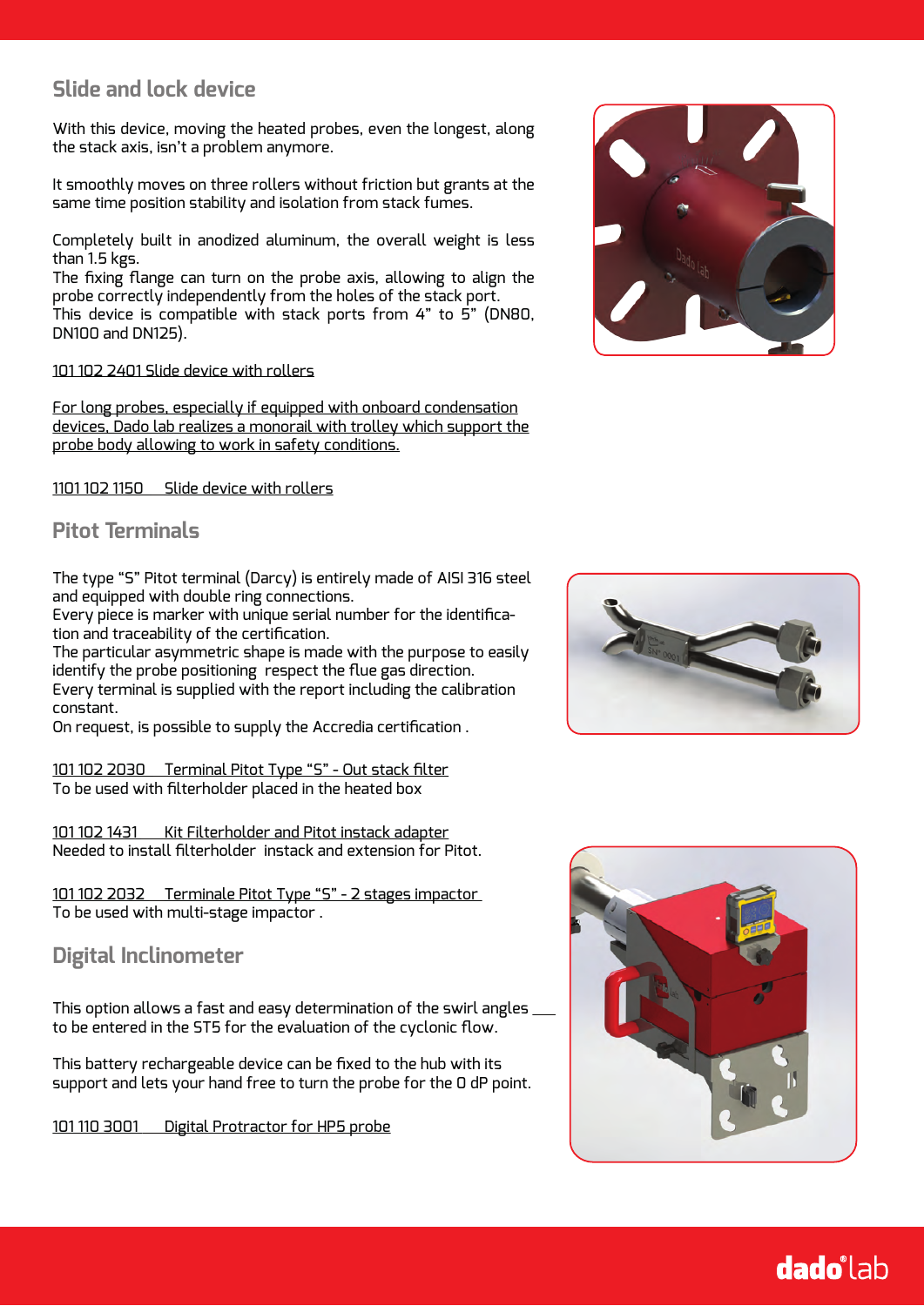## Slide and lock device

With this device, moving the heated probes, even the longest, along the stack axis, isn't a problem anymore.

It smoothly moves on three rollers without friction but grants at the same time position stability and isolation from stack fumes.

Completely built in anodized aluminum, the overall weight is less than 1.5 kgs.
The fixing flange can turn on the probe axis, allowing to align the probe correctly independently from the holes of the stack port.
This device is compatible with stack ports from 4" to 5" (DN80, DN100 and DN125).

101 102 2401 Slide device with rollers

For long probes, especially if equipped with onboard condensation devices, Dado lab realizes a monorail with trolley which support the probe body allowing to work in safety conditions.

1101 102 1150 Slide device with rollers

## Pitot Terminals

The type "S" Pitot terminal (Darcy) is entirely made of AISI 316 steel and equipped with double ring connections.
Every piece is marker with unique serial number for the identification and traceability of the certification.
The particular asymmetric shape is made with the purpose to easily identify the probe positioning respect the flue gas direction.
Every terminal is supplied with the report including the calibration constant.
On request, is possible to supply the Accredia certification .

101 102 2030 Terminal Pitot Type "S" - Out stack filter
To be used with filterholder placed in the heated box

101 102 1431 Kit Filterholder and Pitot instack adapter
Needed to install filterholder instack and extension for Pitot.

101 102 2032 Terminale Pitot Type "S" - 2 stages impactor
To be used with multi-stage impactor .

## Digital Inclinometer

This option allows a fast and easy determination of the swirl angles to be entered in the ST5 for the evaluation of the cyclonic flow.

This battery rechargeable device can be fixed to the hub with its support and lets your hand free to turn the probe for the 0 dP point.

101 110 3001 Digital Protractor for HP5 probe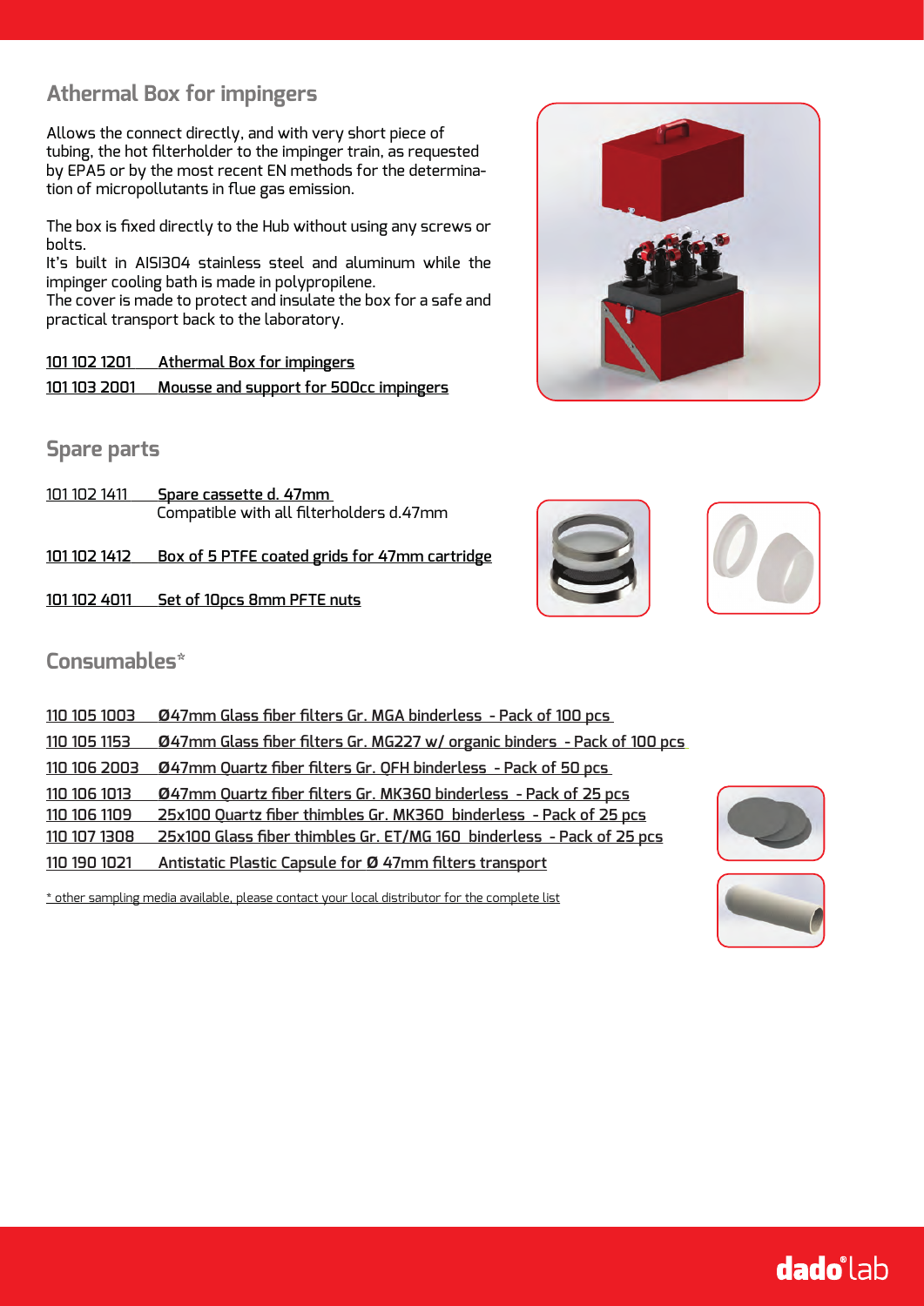## Athermal Box for impingers

Allows the connect directly, and with very short piece of tubing, the hot filterholder to the impinger train, as requested by EPA5 or by the most recent EN methods for the determination of micropollutants in flue gas emission.

The box is fixed directly to the Hub without using any screws or bolts.
It's built in AISI304 stainless steel and aluminum while the impinger cooling bath is made in polypropilene.
The cover is made to protect and insulate the box for a safe and practical transport back to the laboratory.

101 102 1201 Athermal Box for impingers
101 103 2001 Mousse and support for 500cc impingers

## Spare parts

101 102 1411 Spare cassette d. 47mm
Compatible with all filterholders d.47mm

101 102 1412 Box of 5 PTFE coated grids for 47mm cartridge

101 102 4011 Set of 10pcs 8mm PFTE nuts

## Consumables*

110 105 1003 Ø47mm Glass fiber filters Gr. MGA binderless - Pack of 100 pcs
110 105 1153 Ø47mm Glass fiber filters Gr. MG227 w/ organic binders - Pack of 100 pcs
110 106 2003 Ø47mm Quartz fiber filters Gr. QFH binderless - Pack of 50 pcs
110 106 1013 Ø47mm Quartz fiber filters Gr. MK360 binderless - Pack of 25 pcs
110 106 1109 25x100 Quartz fiber thimbles Gr. MK360 binderless - Pack of 25 pcs
110 107 1308 25x100 Glass fiber thimbles Gr. ET/MG 160 binderless - Pack of 25 pcs
110 190 1021 Antistatic Plastic Capsule for Ø 47mm filters transport

* other sampling media available, please contact your local distributor for the complete list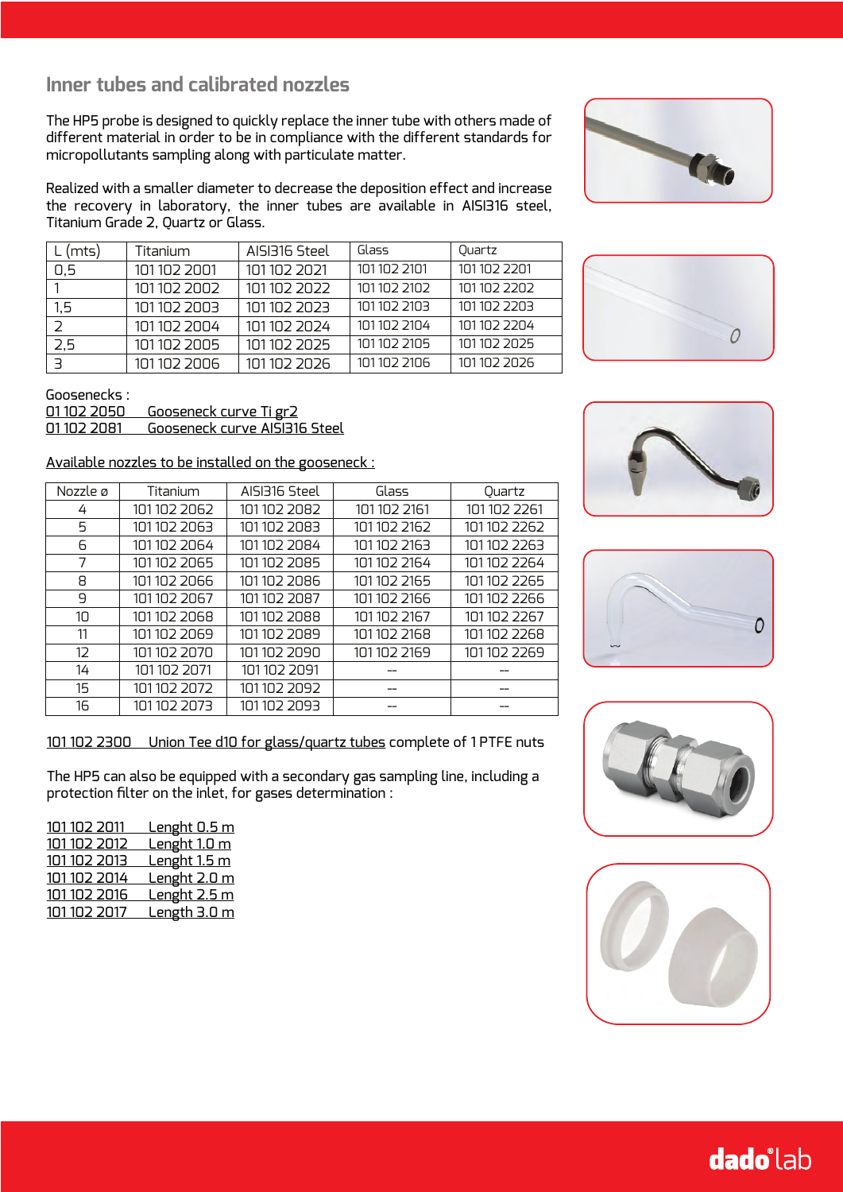## Inner tubes and calibrated nozzles

The HP5 probe is designed to quickly replace the inner tube with others made of different material in order to be in compliance with the different standards for micropollutants sampling along with particulate matter.

Realized with a smaller diameter to decrease the deposition effect and increase the recovery in laboratory, the inner tubes are available in AISI316 steel, Titanium Grade 2, Quartz or Glass.

| L (mts) | Titanium | AISI316 Steel | Glass | Quartz |
|---|---|---|---|---|
| 0,5 | 101 102 2001 | 101 102 2021 | 101 102 2101 | 101 102 2201 |
| 1 | 101 102 2002 | 101 102 2022 | 101 102 2102 | 101 102 2202 |
| 1,5 | 101 102 2003 | 101 102 2023 | 101 102 2103 | 101 102 2203 |
| 2 | 101 102 2004 | 101 102 2024 | 101 102 2104 | 101 102 2204 |
| 2,5 | 101 102 2005 | 101 102 2025 | 101 102 2105 | 101 102 2025 |
| 3 | 101 102 2006 | 101 102 2026 | 101 102 2106 | 101 102 2026 |

Goosenecks :

01 102 2050 Gooseneck curve Ti gr2

01 102 2081 Gooseneck curve AISI316 Steel

Available nozzles to be installed on the gooseneck :

| Nozzle ø | Titanium | AISI316 Steel | Glass | Quartz |
|---|---|---|---|---|
| 4 | 101 102 2062 | 101 102 2082 | 101 102 2161 | 101 102 2261 |
| 5 | 101 102 2063 | 101 102 2083 | 101 102 2162 | 101 102 2262 |
| 6 | 101 102 2064 | 101 102 2084 | 101 102 2163 | 101 102 2263 |
| 7 | 101 102 2065 | 101 102 2085 | 101 102 2164 | 101 102 2264 |
| 8 | 101 102 2066 | 101 102 2086 | 101 102 2165 | 101 102 2265 |
| 9 | 101 102 2067 | 101 102 2087 | 101 102 2166 | 101 102 2266 |
| 10 | 101 102 2068 | 101 102 2088 | 101 102 2167 | 101 102 2267 |
| 11 | 101 102 2069 | 101 102 2089 | 101 102 2168 | 101 102 2268 |
| 12 | 101 102 2070 | 101 102 2090 | 101 102 2169 | 101 102 2269 |
| 14 | 101 102 2071 | 101 102 2091 | -- | -- |
| 15 | 101 102 2072 | 101 102 2092 | -- | -- |
| 16 | 101 102 2073 | 101 102 2093 | -- | -- |

101 102 2300 Union Tee d10 for glass/quartz tubes complete of 1 PTFE nuts

The HP5 can also be equipped with a secondary gas sampling line, including a protection filter on the inlet, for gases determination :

101 102 2011 Lenght 0.5 m

101 102 2012 Lenght 1.0 m

101 102 2013 Lenght 1.5 m

101 102 2014 Lenght 2.0 m

101 102 2016 Lenght 2.5 m

101 102 2017 Length 3.0 m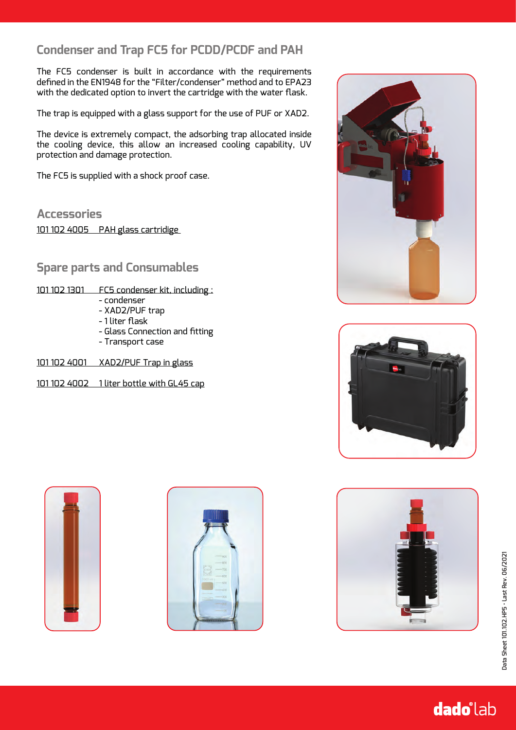## Condenser and Trap FC5 for PCDD/PCDF and PAH

The FC5 condenser is built in accordance with the requirements defined in the EN1948 for the “Filter/condenser” method and to EPA23 with the dedicated option to invert the cartridge with the water flask.

The trap is equipped with a glass support for the use of PUF or XAD2.

The device is extremely compact, the adsorbing trap allocated inside the cooling device, this allow an increased cooling capability, UV protection and damage protection.

The FC5 is supplied with a shock proof case.

## Accessories

101 102 4005  PAH glass cartridige

## Spare parts and Consumables

101 102 1301  FC5 condenser kit, including :
- condenser
- XAD2/PUF trap
- 1 liter flask
- Glass Connection and fitting
- Transport case

101 102 4001  XAD2/PUF Trap in glass

101 102 4002  1 liter bottle with GL45 cap